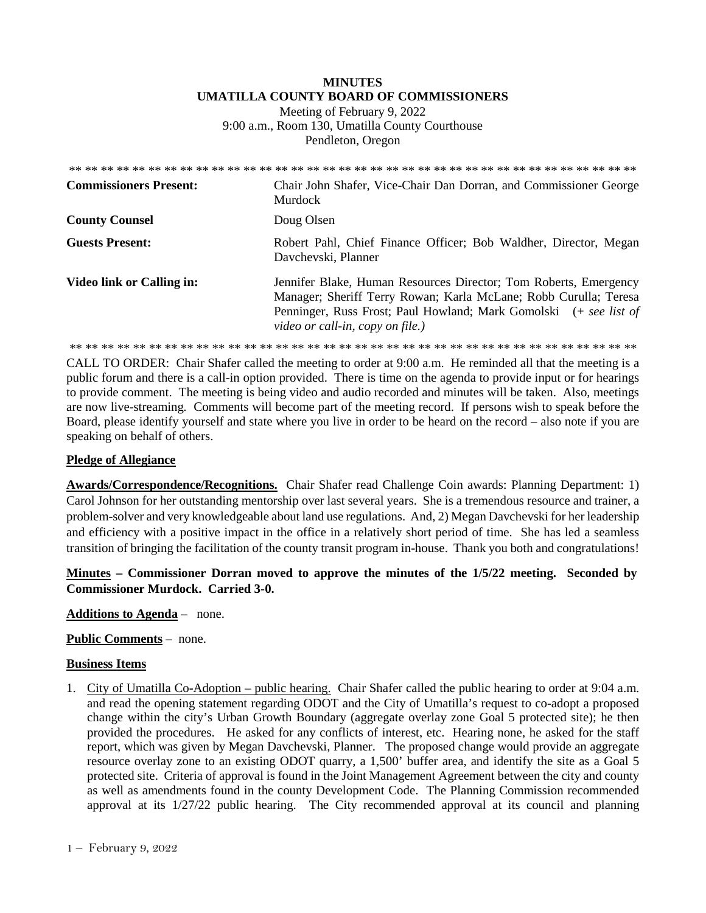# MINUTES
## UMATILLA COUNTY BOARD OF COMMISSIONERS

Meeting of February 9, 2022
9:00 a.m., Room 130, Umatilla County Courthouse
Pendleton, Oregon

** ** ** ** ** ** ** ** ** ** ** ** ** ** ** ** ** ** ** ** ** ** ** ** ** ** ** ** ** ** ** ** ** ** ** ** ** ** **

| | |
|---|---|
| **Commissioners Present:** | Chair John Shafer, Vice-Chair Dan Dorran, and Commissioner George Murdock |
| **County Counsel** | Doug Olsen |
| **Guests Present:** | Robert Pahl, Chief Finance Officer; Bob Waldher, Director, Megan Davchevski, Planner |
| **Video link or Calling in:** | Jennifer Blake, Human Resources Director; Tom Roberts, Emergency Manager; Sheriff Terry Rowan; Karla McLane; Robb Curulla; Teresa Penninger, Russ Frost; Paul Howland; Mark Gomolski (*+ see list of video or call-in, copy on file.*) |

** ** ** ** ** ** ** ** ** ** ** ** ** ** ** ** ** ** ** ** ** ** ** ** ** ** ** ** ** ** ** ** ** ** ** ** ** ** **

CALL TO ORDER: Chair Shafer called the meeting to order at 9:00 a.m. He reminded all that the meeting is a public forum and there is a call-in option provided. There is time on the agenda to provide input or for hearings to provide comment. The meeting is being video and audio recorded and minutes will be taken. Also, meetings are now live-streaming. Comments will become part of the meeting record. If persons wish to speak before the Board, please identify yourself and state where you live in order to be heard on the record – also note if you are speaking on behalf of others.

**Pledge of Allegiance**

**Awards/Correspondence/Recognitions.** Chair Shafer read Challenge Coin awards: Planning Department: 1) Carol Johnson for her outstanding mentorship over last several years. She is a tremendous resource and trainer, a problem-solver and very knowledgeable about land use regulations. And, 2) Megan Davchevski for her leadership and efficiency with a positive impact in the office in a relatively short period of time. She has led a seamless transition of bringing the facilitation of the county transit program in-house. Thank you both and congratulations!

**Minutes – Commissioner Dorran moved to approve the minutes of the 1/5/22 meeting. Seconded by Commissioner Murdock. Carried 3-0.**

**Additions to Agenda** – none.

**Public Comments** – none.

**Business Items**

1. City of Umatilla Co-Adoption – public hearing. Chair Shafer called the public hearing to order at 9:04 a.m. and read the opening statement regarding ODOT and the City of Umatilla's request to co-adopt a proposed change within the city's Urban Growth Boundary (aggregate overlay zone Goal 5 protected site); he then provided the procedures. He asked for any conflicts of interest, etc. Hearing none, he asked for the staff report, which was given by Megan Davchevski, Planner. The proposed change would provide an aggregate resource overlay zone to an existing ODOT quarry, a 1,500' buffer area, and identify the site as a Goal 5 protected site. Criteria of approval is found in the Joint Management Agreement between the city and county as well as amendments found in the county Development Code. The Planning Commission recommended approval at its 1/27/22 public hearing. The City recommended approval at its council and planning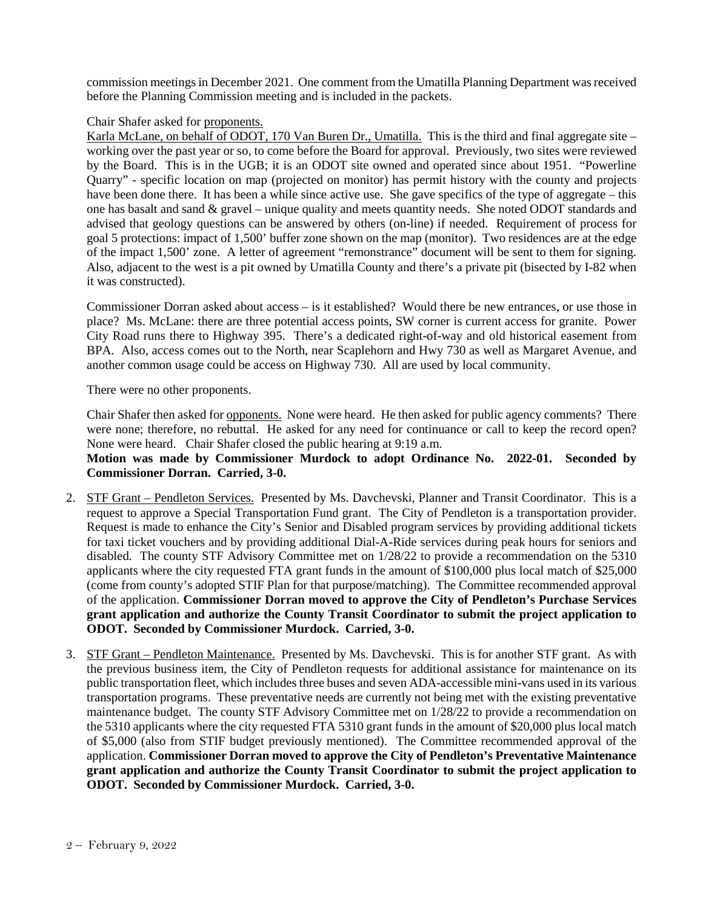commission meetings in December 2021. One comment from the Umatilla Planning Department was received before the Planning Commission meeting and is included in the packets.

Chair Shafer asked for proponents.

Karla McLane, on behalf of ODOT, 170 Van Buren Dr., Umatilla. This is the third and final aggregate site – working over the past year or so, to come before the Board for approval. Previously, two sites were reviewed by the Board. This is in the UGB; it is an ODOT site owned and operated since about 1951. "Powerline Quarry" - specific location on map (projected on monitor) has permit history with the county and projects have been done there. It has been a while since active use. She gave specifics of the type of aggregate – this one has basalt and sand & gravel – unique quality and meets quantity needs. She noted ODOT standards and advised that geology questions can be answered by others (on-line) if needed. Requirement of process for goal 5 protections: impact of 1,500' buffer zone shown on the map (monitor). Two residences are at the edge of the impact 1,500' zone. A letter of agreement "remonstrance" document will be sent to them for signing. Also, adjacent to the west is a pit owned by Umatilla County and there's a private pit (bisected by I-82 when it was constructed).

Commissioner Dorran asked about access – is it established? Would there be new entrances, or use those in place? Ms. McLane: there are three potential access points, SW corner is current access for granite. Power City Road runs there to Highway 395. There's a dedicated right-of-way and old historical easement from BPA. Also, access comes out to the North, near Scaplehorn and Hwy 730 as well as Margaret Avenue, and another common usage could be access on Highway 730. All are used by local community.

There were no other proponents.

Chair Shafer then asked for opponents. None were heard. He then asked for public agency comments? There were none; therefore, no rebuttal. He asked for any need for continuance or call to keep the record open? None were heard. Chair Shafer closed the public hearing at 9:19 a.m.

**Motion was made by Commissioner Murdock to adopt Ordinance No. 2022-01. Seconded by Commissioner Dorran. Carried, 3-0.**

2. STF Grant – Pendleton Services. Presented by Ms. Davchevski, Planner and Transit Coordinator. This is a request to approve a Special Transportation Fund grant. The City of Pendleton is a transportation provider. Request is made to enhance the City's Senior and Disabled program services by providing additional tickets for taxi ticket vouchers and by providing additional Dial-A-Ride services during peak hours for seniors and disabled. The county STF Advisory Committee met on 1/28/22 to provide a recommendation on the 5310 applicants where the city requested FTA grant funds in the amount of $100,000 plus local match of $25,000 (come from county's adopted STIF Plan for that purpose/matching). The Committee recommended approval of the application. **Commissioner Dorran moved to approve the City of Pendleton's Purchase Services grant application and authorize the County Transit Coordinator to submit the project application to ODOT. Seconded by Commissioner Murdock. Carried, 3-0.**

3. STF Grant – Pendleton Maintenance. Presented by Ms. Davchevski. This is for another STF grant. As with the previous business item, the City of Pendleton requests for additional assistance for maintenance on its public transportation fleet, which includes three buses and seven ADA-accessible mini-vans used in its various transportation programs. These preventative needs are currently not being met with the existing preventative maintenance budget. The county STF Advisory Committee met on 1/28/22 to provide a recommendation on the 5310 applicants where the city requested FTA 5310 grant funds in the amount of $20,000 plus local match of $5,000 (also from STIF budget previously mentioned). The Committee recommended approval of the application. **Commissioner Dorran moved to approve the City of Pendleton's Preventative Maintenance grant application and authorize the County Transit Coordinator to submit the project application to ODOT. Seconded by Commissioner Murdock. Carried, 3-0.**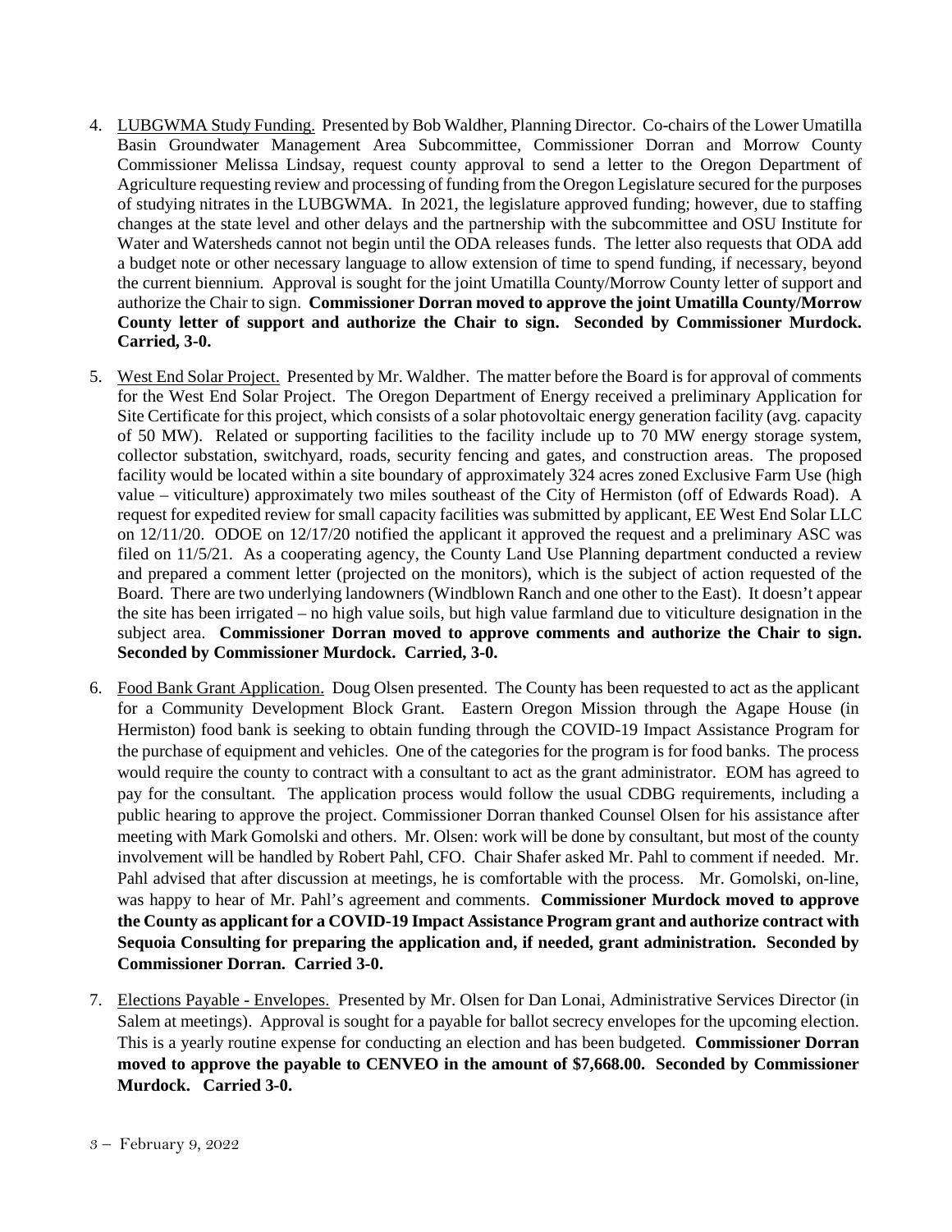4. LUBGWMA Study Funding. Presented by Bob Waldher, Planning Director. Co-chairs of the Lower Umatilla Basin Groundwater Management Area Subcommittee, Commissioner Dorran and Morrow County Commissioner Melissa Lindsay, request county approval to send a letter to the Oregon Department of Agriculture requesting review and processing of funding from the Oregon Legislature secured for the purposes of studying nitrates in the LUBGWMA. In 2021, the legislature approved funding; however, due to staffing changes at the state level and other delays and the partnership with the subcommittee and OSU Institute for Water and Watersheds cannot not begin until the ODA releases funds. The letter also requests that ODA add a budget note or other necessary language to allow extension of time to spend funding, if necessary, beyond the current biennium. Approval is sought for the joint Umatilla County/Morrow County letter of support and authorize the Chair to sign. **Commissioner Dorran moved to approve the joint Umatilla County/Morrow County letter of support and authorize the Chair to sign. Seconded by Commissioner Murdock. Carried, 3-0.**

5. West End Solar Project. Presented by Mr. Waldher. The matter before the Board is for approval of comments for the West End Solar Project. The Oregon Department of Energy received a preliminary Application for Site Certificate for this project, which consists of a solar photovoltaic energy generation facility (avg. capacity of 50 MW). Related or supporting facilities to the facility include up to 70 MW energy storage system, collector substation, switchyard, roads, security fencing and gates, and construction areas. The proposed facility would be located within a site boundary of approximately 324 acres zoned Exclusive Farm Use (high value – viticulture) approximately two miles southeast of the City of Hermiston (off of Edwards Road). A request for expedited review for small capacity facilities was submitted by applicant, EE West End Solar LLC on 12/11/20. ODOE on 12/17/20 notified the applicant it approved the request and a preliminary ASC was filed on 11/5/21. As a cooperating agency, the County Land Use Planning department conducted a review and prepared a comment letter (projected on the monitors), which is the subject of action requested of the Board. There are two underlying landowners (Windblown Ranch and one other to the East). It doesn't appear the site has been irrigated – no high value soils, but high value farmland due to viticulture designation in the subject area. **Commissioner Dorran moved to approve comments and authorize the Chair to sign. Seconded by Commissioner Murdock. Carried, 3-0.**

6. Food Bank Grant Application. Doug Olsen presented. The County has been requested to act as the applicant for a Community Development Block Grant. Eastern Oregon Mission through the Agape House (in Hermiston) food bank is seeking to obtain funding through the COVID-19 Impact Assistance Program for the purchase of equipment and vehicles. One of the categories for the program is for food banks. The process would require the county to contract with a consultant to act as the grant administrator. EOM has agreed to pay for the consultant. The application process would follow the usual CDBG requirements, including a public hearing to approve the project. Commissioner Dorran thanked Counsel Olsen for his assistance after meeting with Mark Gomolski and others. Mr. Olsen: work will be done by consultant, but most of the county involvement will be handled by Robert Pahl, CFO. Chair Shafer asked Mr. Pahl to comment if needed. Mr. Pahl advised that after discussion at meetings, he is comfortable with the process. Mr. Gomolski, on-line, was happy to hear of Mr. Pahl's agreement and comments. **Commissioner Murdock moved to approve the County as applicant for a COVID-19 Impact Assistance Program grant and authorize contract with Sequoia Consulting for preparing the application and, if needed, grant administration. Seconded by Commissioner Dorran. Carried 3-0.**

7. Elections Payable - Envelopes. Presented by Mr. Olsen for Dan Lonai, Administrative Services Director (in Salem at meetings). Approval is sought for a payable for ballot secrecy envelopes for the upcoming election. This is a yearly routine expense for conducting an election and has been budgeted. **Commissioner Dorran moved to approve the payable to CENVEO in the amount of $7,668.00. Seconded by Commissioner Murdock. Carried 3-0.**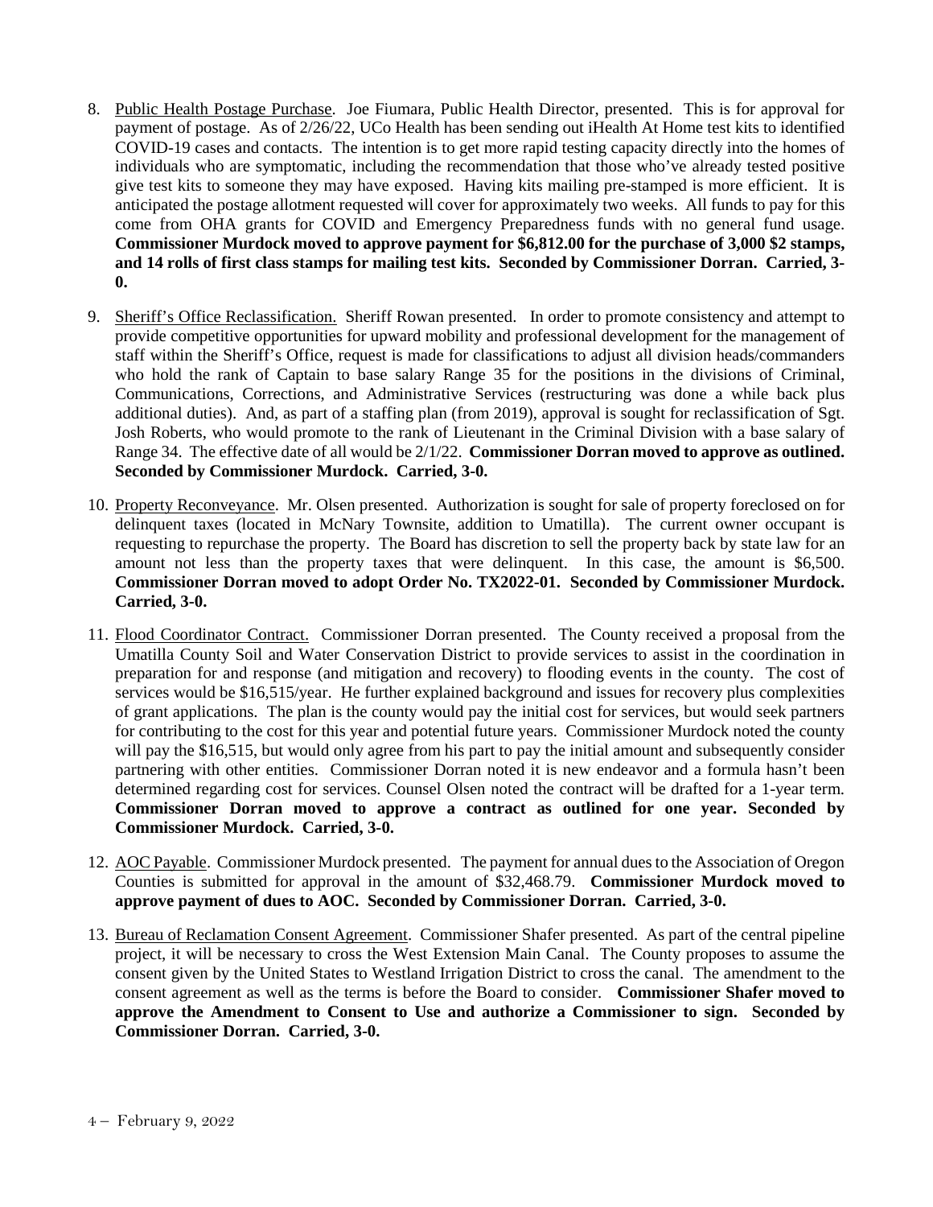8. Public Health Postage Purchase. Joe Fiumara, Public Health Director, presented. This is for approval for payment of postage. As of 2/26/22, UCo Health has been sending out iHealth At Home test kits to identified COVID-19 cases and contacts. The intention is to get more rapid testing capacity directly into the homes of individuals who are symptomatic, including the recommendation that those who've already tested positive give test kits to someone they may have exposed. Having kits mailing pre-stamped is more efficient. It is anticipated the postage allotment requested will cover for approximately two weeks. All funds to pay for this come from OHA grants for COVID and Emergency Preparedness funds with no general fund usage. **Commissioner Murdock moved to approve payment for $6,812.00 for the purchase of 3,000 $2 stamps, and 14 rolls of first class stamps for mailing test kits. Seconded by Commissioner Dorran. Carried, 3-0.**

9. Sheriff's Office Reclassification. Sheriff Rowan presented. In order to promote consistency and attempt to provide competitive opportunities for upward mobility and professional development for the management of staff within the Sheriff's Office, request is made for classifications to adjust all division heads/commanders who hold the rank of Captain to base salary Range 35 for the positions in the divisions of Criminal, Communications, Corrections, and Administrative Services (restructuring was done a while back plus additional duties). And, as part of a staffing plan (from 2019), approval is sought for reclassification of Sgt. Josh Roberts, who would promote to the rank of Lieutenant in the Criminal Division with a base salary of Range 34. The effective date of all would be 2/1/22. **Commissioner Dorran moved to approve as outlined. Seconded by Commissioner Murdock. Carried, 3-0.**

10. Property Reconveyance. Mr. Olsen presented. Authorization is sought for sale of property foreclosed on for delinquent taxes (located in McNary Townsite, addition to Umatilla). The current owner occupant is requesting to repurchase the property. The Board has discretion to sell the property back by state law for an amount not less than the property taxes that were delinquent. In this case, the amount is $6,500. **Commissioner Dorran moved to adopt Order No. TX2022-01. Seconded by Commissioner Murdock. Carried, 3-0.**

11. Flood Coordinator Contract. Commissioner Dorran presented. The County received a proposal from the Umatilla County Soil and Water Conservation District to provide services to assist in the coordination in preparation for and response (and mitigation and recovery) to flooding events in the county. The cost of services would be $16,515/year. He further explained background and issues for recovery plus complexities of grant applications. The plan is the county would pay the initial cost for services, but would seek partners for contributing to the cost for this year and potential future years. Commissioner Murdock noted the county will pay the $16,515, but would only agree from his part to pay the initial amount and subsequently consider partnering with other entities. Commissioner Dorran noted it is new endeavor and a formula hasn't been determined regarding cost for services. Counsel Olsen noted the contract will be drafted for a 1-year term. **Commissioner Dorran moved to approve a contract as outlined for one year. Seconded by Commissioner Murdock. Carried, 3-0.**

12. AOC Payable. Commissioner Murdock presented. The payment for annual dues to the Association of Oregon Counties is submitted for approval in the amount of $32,468.79. **Commissioner Murdock moved to approve payment of dues to AOC. Seconded by Commissioner Dorran. Carried, 3-0.**

13. Bureau of Reclamation Consent Agreement. Commissioner Shafer presented. As part of the central pipeline project, it will be necessary to cross the West Extension Main Canal. The County proposes to assume the consent given by the United States to Westland Irrigation District to cross the canal. The amendment to the consent agreement as well as the terms is before the Board to consider. **Commissioner Shafer moved to approve the Amendment to Consent to Use and authorize a Commissioner to sign. Seconded by Commissioner Dorran. Carried, 3-0.**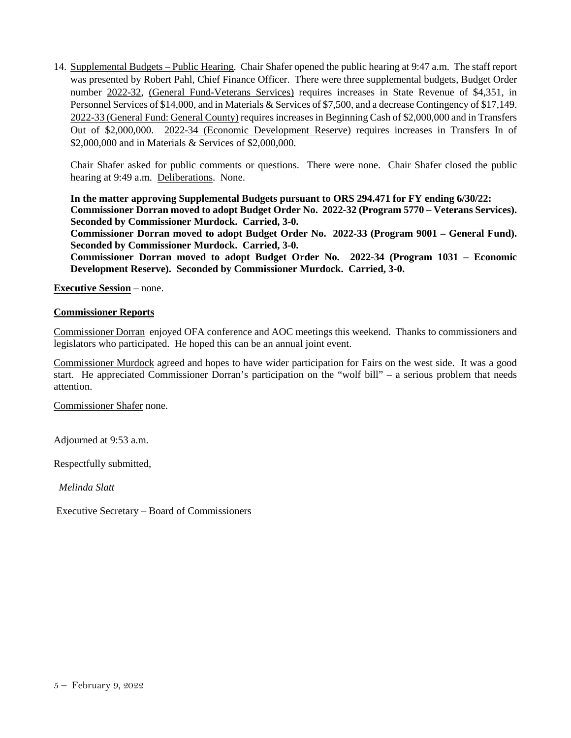14. Supplemental Budgets – Public Hearing. Chair Shafer opened the public hearing at 9:47 a.m. The staff report was presented by Robert Pahl, Chief Finance Officer. There were three supplemental budgets, Budget Order number 2022-32, (General Fund-Veterans Services) requires increases in State Revenue of $4,351, in Personnel Services of $14,000, and in Materials & Services of $7,500, and a decrease Contingency of $17,149. 2022-33 (General Fund: General County) requires increases in Beginning Cash of $2,000,000 and in Transfers Out of $2,000,000. 2022-34 (Economic Development Reserve) requires increases in Transfers In of $2,000,000 and in Materials & Services of $2,000,000.

    Chair Shafer asked for public comments or questions. There were none. Chair Shafer closed the public hearing at 9:49 a.m. Deliberations. None.

    **In the matter approving Supplemental Budgets pursuant to ORS 294.471 for FY ending 6/30/22: Commissioner Dorran moved to adopt Budget Order No. 2022-32 (Program 5770 – Veterans Services). Seconded by Commissioner Murdock. Carried, 3-0.**
    **Commissioner Dorran moved to adopt Budget Order No. 2022-33 (Program 9001 – General Fund). Seconded by Commissioner Murdock. Carried, 3-0.**
    **Commissioner Dorran moved to adopt Budget Order No. 2022-34 (Program 1031 – Economic Development Reserve). Seconded by Commissioner Murdock. Carried, 3-0.**

**Executive Session** – none.

**Commissioner Reports**

Commissioner Dorran enjoyed OFA conference and AOC meetings this weekend. Thanks to commissioners and legislators who participated. He hoped this can be an annual joint event.

Commissioner Murdock agreed and hopes to have wider participation for Fairs on the west side. It was a good start. He appreciated Commissioner Dorran's participation on the "wolf bill" – a serious problem that needs attention.

Commissioner Shafer none.

Adjourned at 9:53 a.m.

Respectfully submitted,

*Melinda Slatt*

Executive Secretary – Board of Commissioners